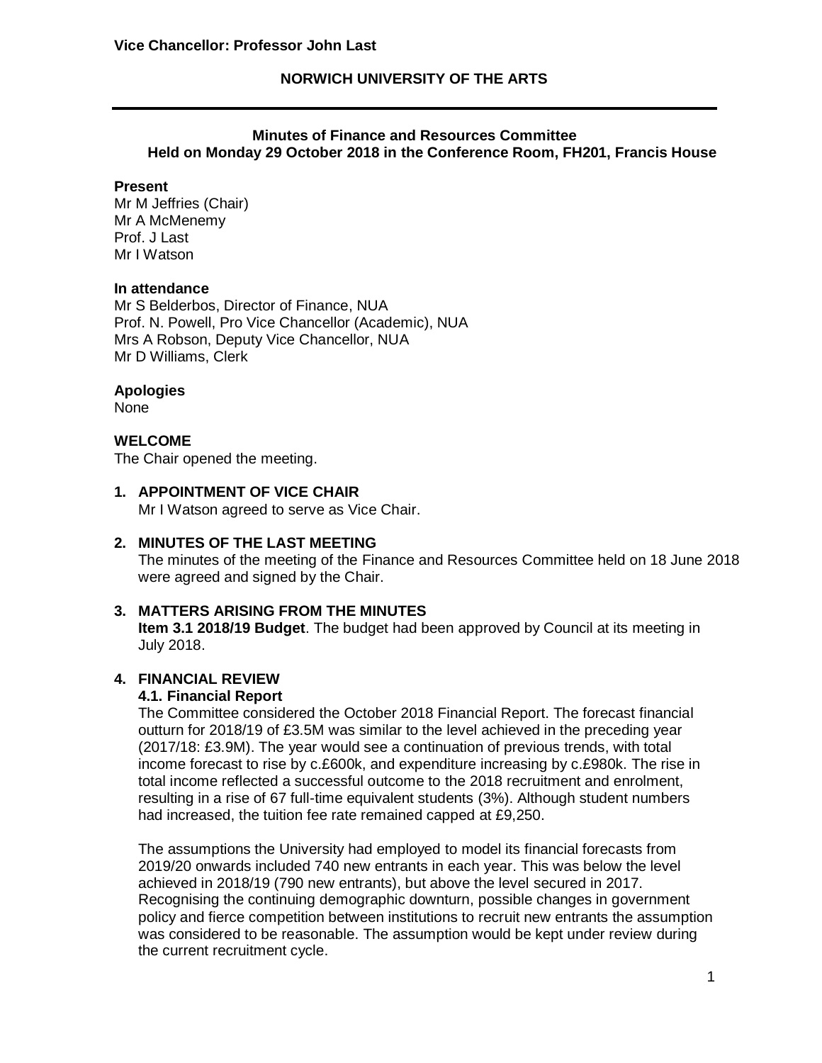**Vice Chancellor: Professor John Last**

# NORWICH UNIVERSITY OF THE ARTS

## Minutes of Finance and Resources Committee
## Held on Monday 29 October 2018 in the Conference Room, FH201, Francis House

**Present**
Mr M Jeffries (Chair)
Mr A McMenemy
Prof. J Last
Mr I Watson

**In attendance**
Mr S Belderbos, Director of Finance, NUA
Prof. N. Powell, Pro Vice Chancellor (Academic), NUA
Mrs A Robson, Deputy Vice Chancellor, NUA
Mr D Williams, Clerk

**Apologies**
None

**WELCOME**
The Chair opened the meeting.

**1. APPOINTMENT OF VICE CHAIR**
Mr I Watson agreed to serve as Vice Chair.

**2. MINUTES OF THE LAST MEETING**
The minutes of the meeting of the Finance and Resources Committee held on 18 June 2018 were agreed and signed by the Chair.

**3. MATTERS ARISING FROM THE MINUTES**
**Item 3.1 2018/19 Budget**. The budget had been approved by Council at its meeting in July 2018.

**4. FINANCIAL REVIEW**
**4.1. Financial Report**
The Committee considered the October 2018 Financial Report. The forecast financial outturn for 2018/19 of £3.5M was similar to the level achieved in the preceding year (2017/18: £3.9M). The year would see a continuation of previous trends, with total income forecast to rise by c.£600k, and expenditure increasing by c.£980k. The rise in total income reflected a successful outcome to the 2018 recruitment and enrolment, resulting in a rise of 67 full-time equivalent students (3%). Although student numbers had increased, the tuition fee rate remained capped at £9,250.

The assumptions the University had employed to model its financial forecasts from 2019/20 onwards included 740 new entrants in each year. This was below the level achieved in 2018/19 (790 new entrants), but above the level secured in 2017. Recognising the continuing demographic downturn, possible changes in government policy and fierce competition between institutions to recruit new entrants the assumption was considered to be reasonable. The assumption would be kept under review during the current recruitment cycle.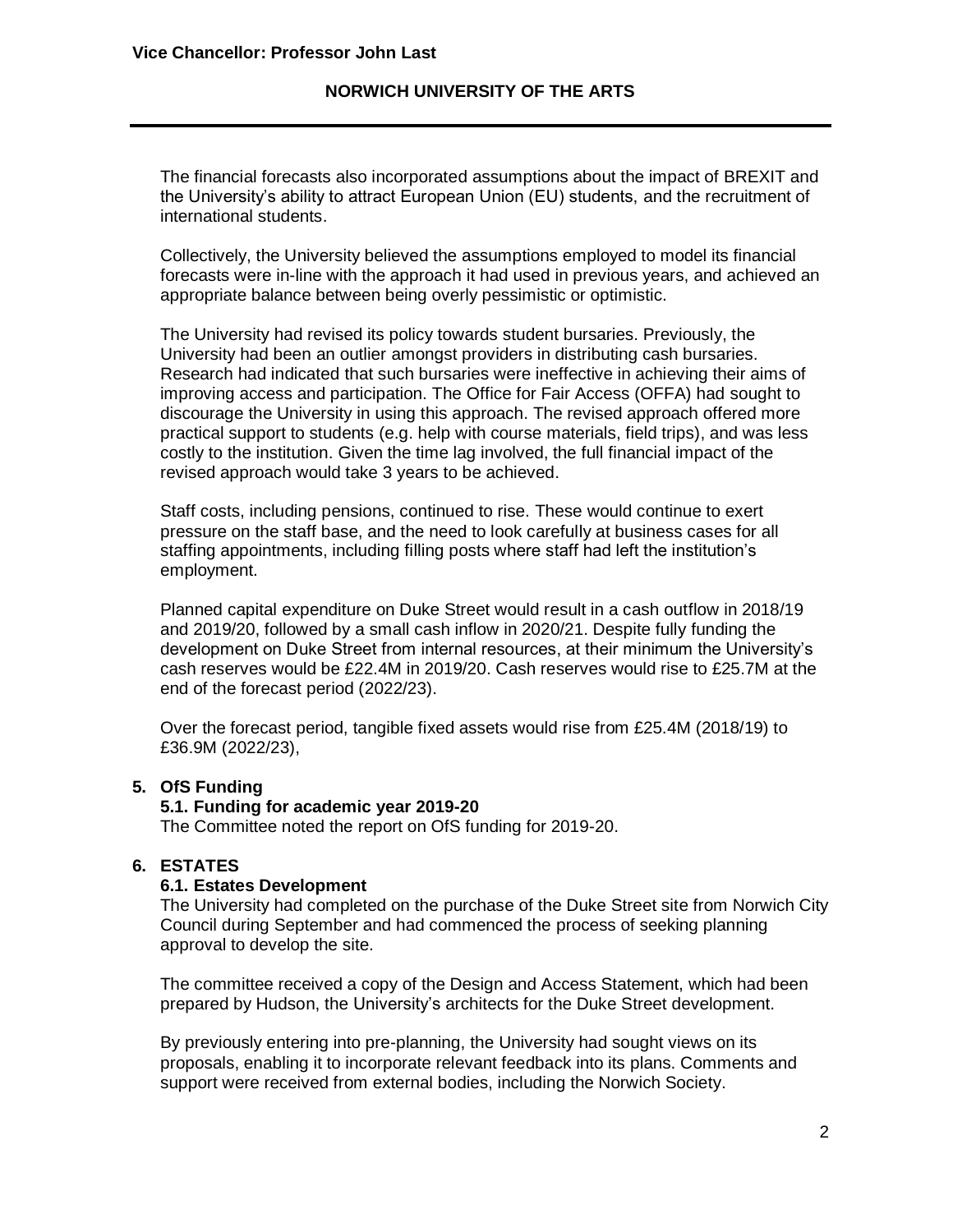The financial forecasts also incorporated assumptions about the impact of BREXIT and the University's ability to attract European Union (EU) students, and the recruitment of international students.

Collectively, the University believed the assumptions employed to model its financial forecasts were in-line with the approach it had used in previous years, and achieved an appropriate balance between being overly pessimistic or optimistic.

The University had revised its policy towards student bursaries. Previously, the University had been an outlier amongst providers in distributing cash bursaries. Research had indicated that such bursaries were ineffective in achieving their aims of improving access and participation. The Office for Fair Access (OFFA) had sought to discourage the University in using this approach. The revised approach offered more practical support to students (e.g. help with course materials, field trips), and was less costly to the institution. Given the time lag involved, the full financial impact of the revised approach would take 3 years to be achieved.

Staff costs, including pensions, continued to rise. These would continue to exert pressure on the staff base, and the need to look carefully at business cases for all staffing appointments, including filling posts where staff had left the institution's employment.

Planned capital expenditure on Duke Street would result in a cash outflow in 2018/19 and 2019/20, followed by a small cash inflow in 2020/21. Despite fully funding the development on Duke Street from internal resources, at their minimum the University's cash reserves would be £22.4M in 2019/20. Cash reserves would rise to £25.7M at the end of the forecast period (2022/23).

Over the forecast period, tangible fixed assets would rise from £25.4M (2018/19) to £36.9M (2022/23),

## 5. OfS Funding

### 5.1. Funding for academic year 2019-20

The Committee noted the report on OfS funding for 2019-20.

## 6. ESTATES

### 6.1. Estates Development

The University had completed on the purchase of the Duke Street site from Norwich City Council during September and had commenced the process of seeking planning approval to develop the site.

The committee received a copy of the Design and Access Statement, which had been prepared by Hudson, the University's architects for the Duke Street development.

By previously entering into pre-planning, the University had sought views on its proposals, enabling it to incorporate relevant feedback into its plans. Comments and support were received from external bodies, including the Norwich Society.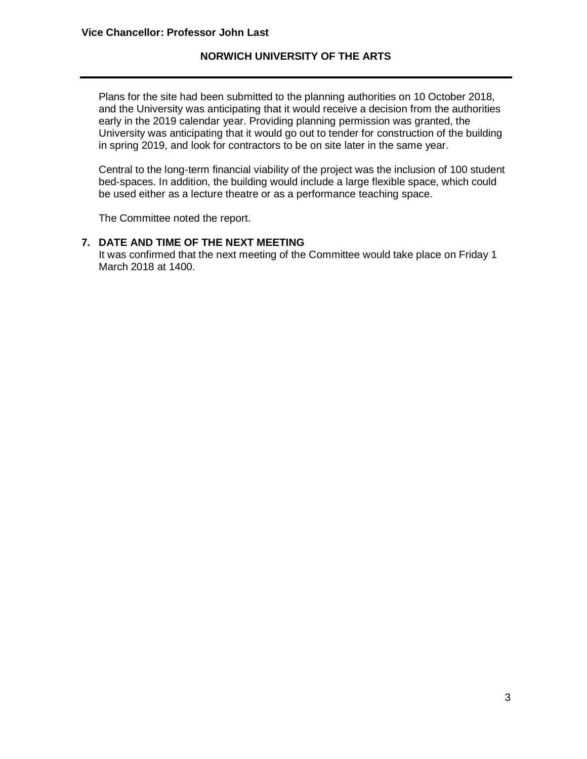Plans for the site had been submitted to the planning authorities on 10 October 2018, and the University was anticipating that it would receive a decision from the authorities early in the 2019 calendar year. Providing planning permission was granted, the University was anticipating that it would go out to tender for construction of the building in spring 2019, and look for contractors to be on site later in the same year.

Central to the long-term financial viability of the project was the inclusion of 100 student bed-spaces. In addition, the building would include a large flexible space, which could be used either as a lecture theatre or as a performance teaching space.

The Committee noted the report.

**7. DATE AND TIME OF THE NEXT MEETING**

It was confirmed that the next meeting of the Committee would take place on Friday 1 March 2018 at 1400.